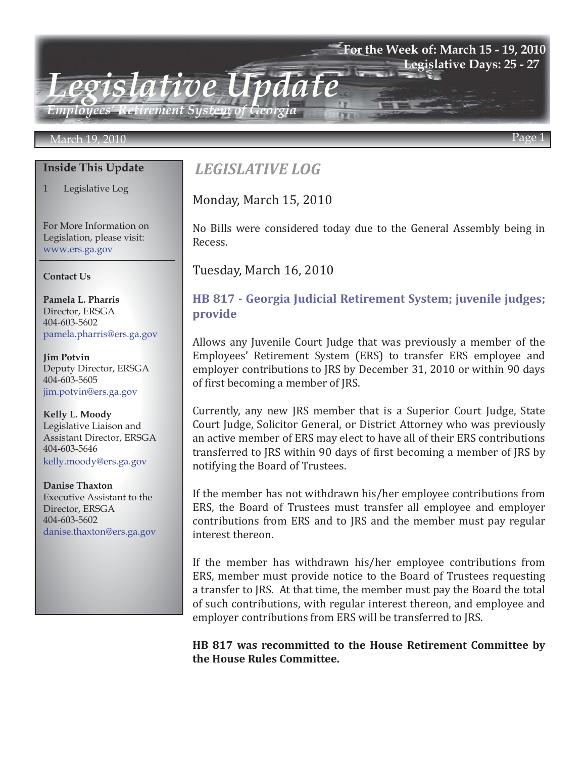# Legislative Update

*Employees' Retirement System of Georgia*

**For the Week of: March 15 - 19, 2010**
**Legislative Days: 25 - 27**

March 19, 2010

**Inside This Update**

1 Legislative Log

For More Information on Legislation, please visit: www.ers.ga.gov

**Contact Us**

**Pamela L. Pharris**
Director, ERSGA
404-603-5602
pamela.pharris@ers.ga.gov

**Jim Potvin**
Deputy Director, ERSGA
404-603-5605
jim.potvin@ers.ga.gov

**Kelly L. Moody**
Legislative Liaison and Assistant Director, ERSGA
404-603-5646
kelly.moody@ers.ga.gov

**Danise Thaxton**
Executive Assistant to the Director, ERSGA
404-603-5602
danise.thaxton@ers.ga.gov

## *LEGISLATIVE LOG*

### Monday, March 15, 2010

No Bills were considered today due to the General Assembly being in Recess.

### Tuesday, March 16, 2010

#### HB 817 - Georgia Judicial Retirement System; juvenile judges; provide

Allows any Juvenile Court Judge that was previously a member of the Employees' Retirement System (ERS) to transfer ERS employee and employer contributions to JRS by December 31, 2010 or within 90 days of first becoming a member of JRS.

Currently, any new JRS member that is a Superior Court Judge, State Court Judge, Solicitor General, or District Attorney who was previously an active member of ERS may elect to have all of their ERS contributions transferred to JRS within 90 days of first becoming a member of JRS by notifying the Board of Trustees.

If the member has not withdrawn his/her employee contributions from ERS, the Board of Trustees must transfer all employee and employer contributions from ERS and to JRS and the member must pay regular interest thereon.

If the member has withdrawn his/her employee contributions from ERS, member must provide notice to the Board of Trustees requesting a transfer to JRS. At that time, the member must pay the Board the total of such contributions, with regular interest thereon, and employee and employer contributions from ERS will be transferred to JRS.

**HB 817 was recommitted to the House Retirement Committee by the House Rules Committee.**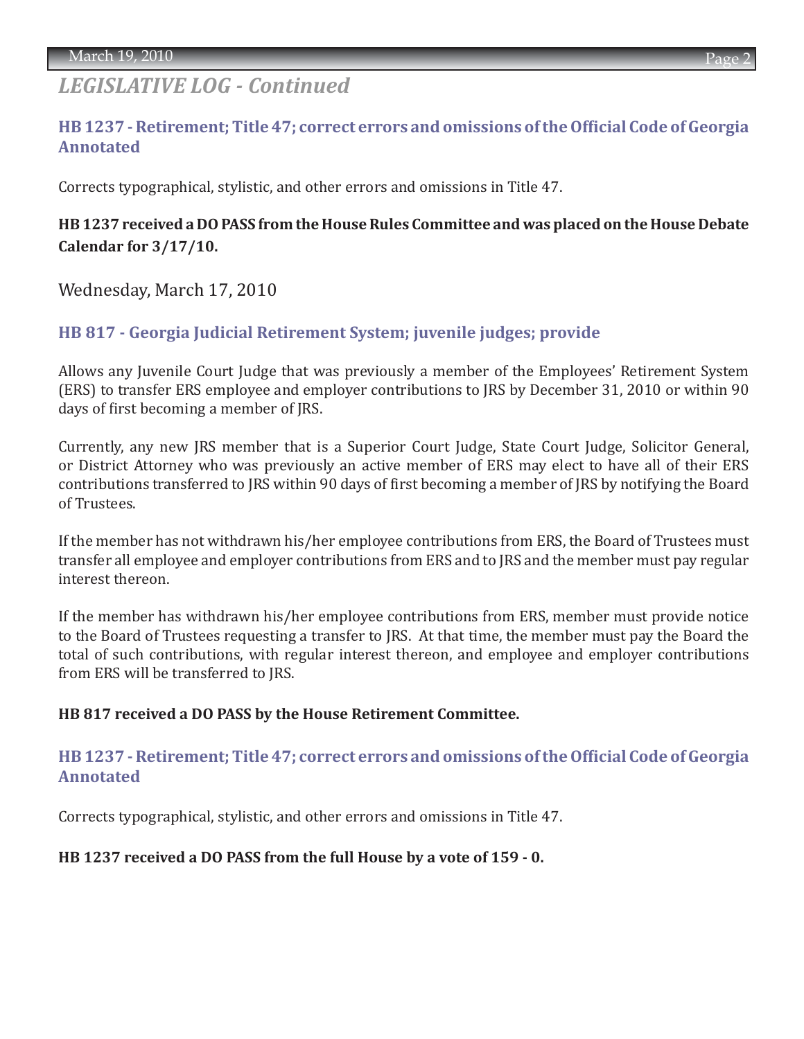## *LEGISLATIVE LOG - Continued*

### HB 1237 - Retirement; Title 47; correct errors and omissions of the Official Code of Georgia Annotated

Corrects typographical, stylistic, and other errors and omissions in Title 47.

**HB 1237 received a DO PASS from the House Rules Committee and was placed on the House Debate Calendar for 3/17/10.**

Wednesday, March 17, 2010

### HB 817 - Georgia Judicial Retirement System; juvenile judges; provide

Allows any Juvenile Court Judge that was previously a member of the Employees' Retirement System (ERS) to transfer ERS employee and employer contributions to JRS by December 31, 2010 or within 90 days of first becoming a member of JRS.

Currently, any new JRS member that is a Superior Court Judge, State Court Judge, Solicitor General, or District Attorney who was previously an active member of ERS may elect to have all of their ERS contributions transferred to JRS within 90 days of first becoming a member of JRS by notifying the Board of Trustees.

If the member has not withdrawn his/her employee contributions from ERS, the Board of Trustees must transfer all employee and employer contributions from ERS and to JRS and the member must pay regular interest thereon.

If the member has withdrawn his/her employee contributions from ERS, member must provide notice to the Board of Trustees requesting a transfer to JRS. At that time, the member must pay the Board the total of such contributions, with regular interest thereon, and employee and employer contributions from ERS will be transferred to JRS.

**HB 817 received a DO PASS by the House Retirement Committee.**

### HB 1237 - Retirement; Title 47; correct errors and omissions of the Official Code of Georgia Annotated

Corrects typographical, stylistic, and other errors and omissions in Title 47.

**HB 1237 received a DO PASS from the full House by a vote of 159 - 0.**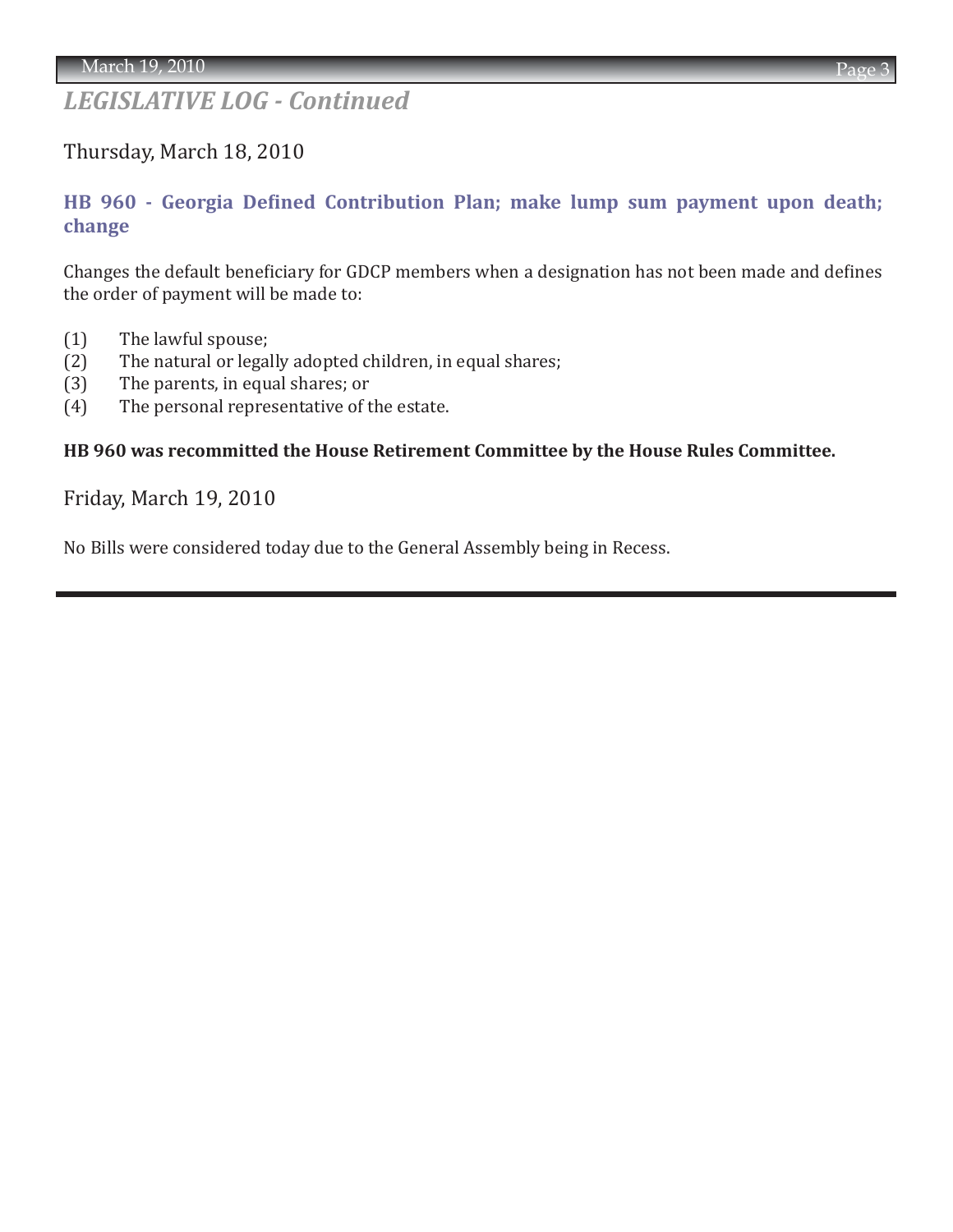## *LEGISLATIVE LOG - Continued*

Thursday, March 18, 2010

### HB 960 - Georgia Defined Contribution Plan; make lump sum payment upon death; change

Changes the default beneficiary for GDCP members when a designation has not been made and defines the order of payment will be made to:

(1) The lawful spouse;
(2) The natural or legally adopted children, in equal shares;
(3) The parents, in equal shares; or
(4) The personal representative of the estate.

**HB 960 was recommitted the House Retirement Committee by the House Rules Committee.**

Friday, March 19, 2010

No Bills were considered today due to the General Assembly being in Recess.